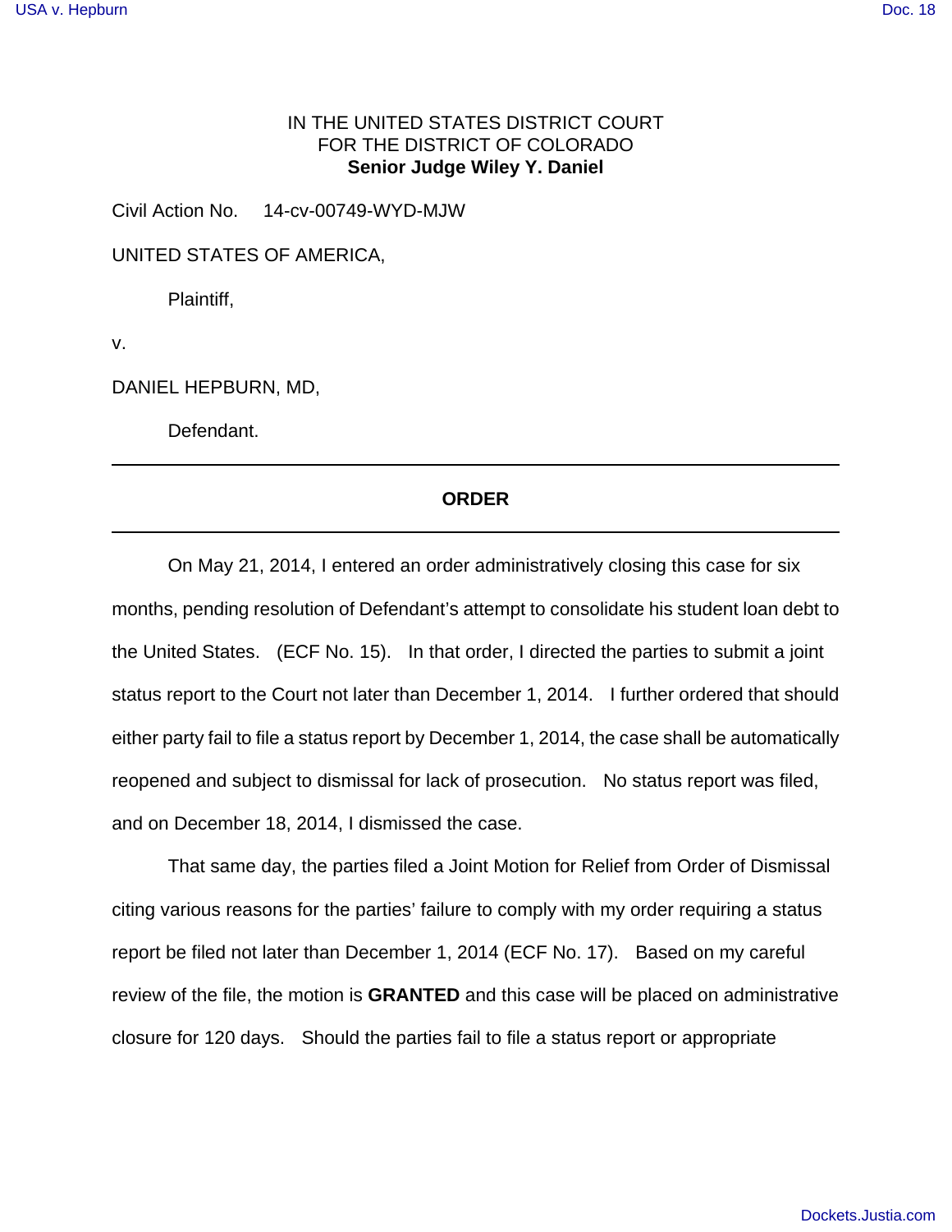IN THE UNITED STATES DISTRICT COURT
FOR THE DISTRICT OF COLORADO
**Senior Judge Wiley Y. Daniel**

Civil Action No. 14-cv-00749-WYD-MJW

UNITED STATES OF AMERICA,

Plaintiff,

v.

DANIEL HEPBURN, MD,

Defendant.

---

**ORDER**

---

On May 21, 2014, I entered an order administratively closing this case for six months, pending resolution of Defendant's attempt to consolidate his student loan debt to the United States. (ECF No. 15). In that order, I directed the parties to submit a joint status report to the Court not later than December 1, 2014. I further ordered that should either party fail to file a status report by December 1, 2014, the case shall be automatically reopened and subject to dismissal for lack of prosecution. No status report was filed, and on December 18, 2014, I dismissed the case.

That same day, the parties filed a Joint Motion for Relief from Order of Dismissal citing various reasons for the parties' failure to comply with my order requiring a status report be filed not later than December 1, 2014 (ECF No. 17). Based on my careful review of the file, the motion is **GRANTED** and this case will be placed on administrative closure for 120 days. Should the parties fail to file a status report or appropriate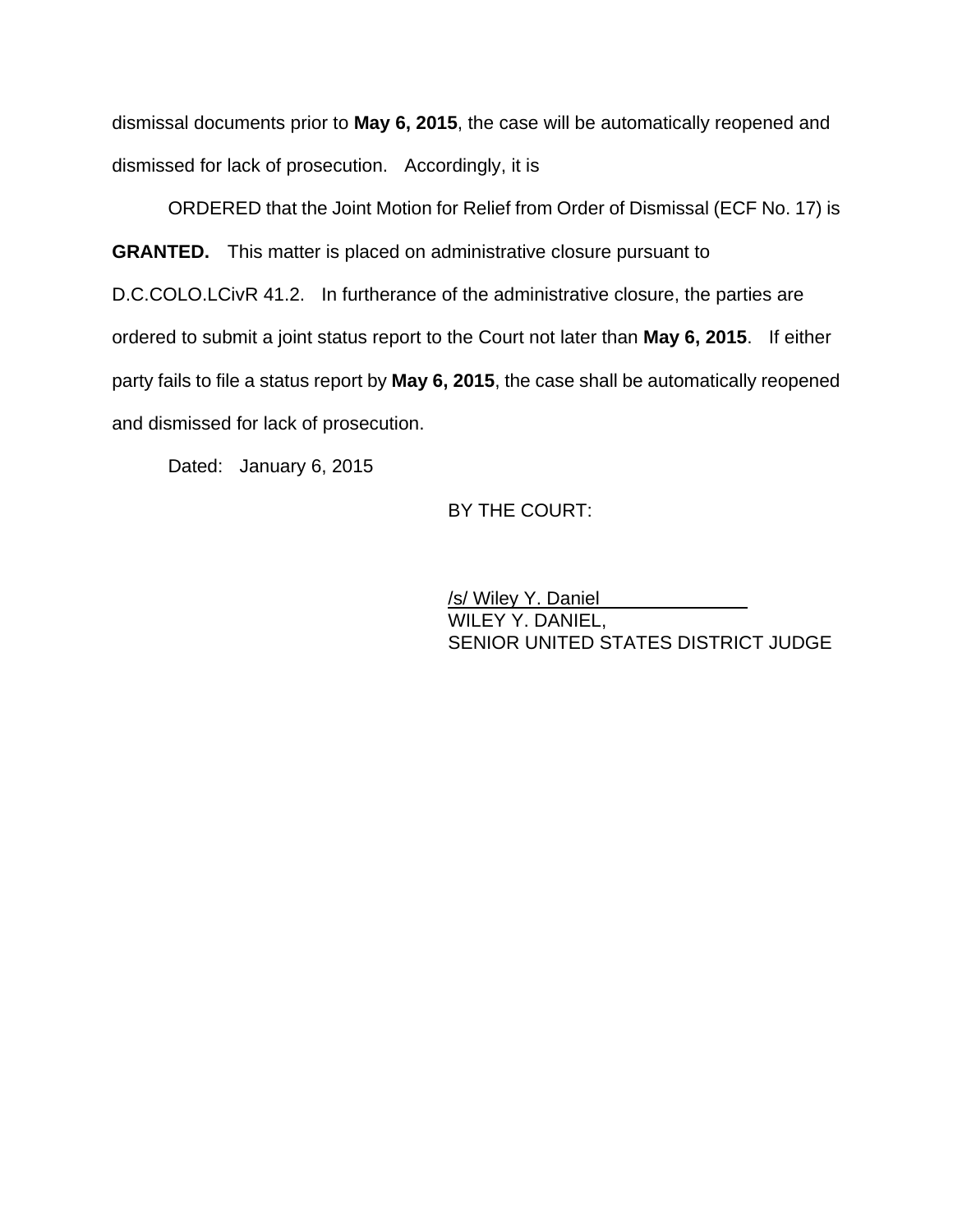dismissal documents prior to **May 6, 2015**, the case will be automatically reopened and dismissed for lack of prosecution. Accordingly, it is

ORDERED that the Joint Motion for Relief from Order of Dismissal (ECF No. 17) is **GRANTED.** This matter is placed on administrative closure pursuant to D.C.COLO.LCivR 41.2. In furtherance of the administrative closure, the parties are ordered to submit a joint status report to the Court not later than **May 6, 2015**. If either party fails to file a status report by **May 6, 2015**, the case shall be automatically reopened and dismissed for lack of prosecution.

Dated: January 6, 2015

BY THE COURT:

/s/ Wiley Y. Daniel
WILEY Y. DANIEL,
SENIOR UNITED STATES DISTRICT JUDGE